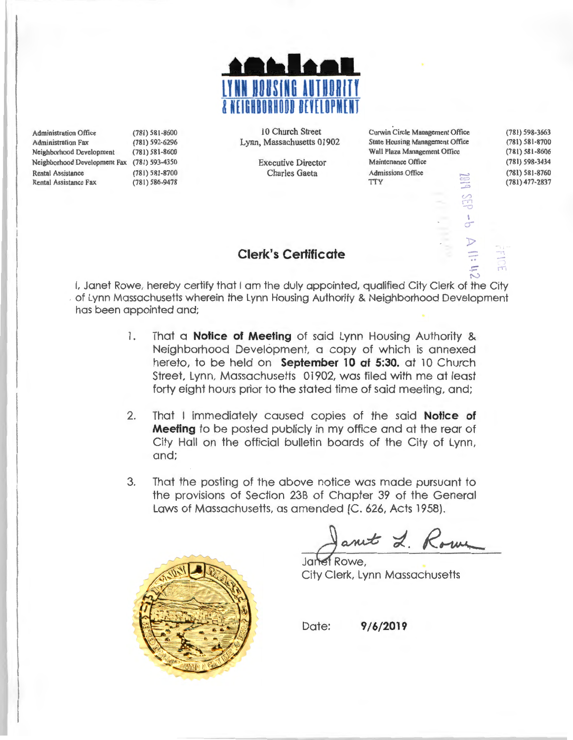# LYNN HOUSING AUTHORITY & NEIGHBORHOOD DEVELOPMENT

| | |
|---|---|
| Administration Office | (781) 581-8600 |
| Administration Fax | (781) 592-6296 |
| Neighborhood Development | (781) 581-8600 |
| Neighborhood Development Fax | (781) 593-4350 |
| Rental Assistance | (781) 581-8700 |
| Rental Assistance Fax | (781) 586-9478 |

10 Church Street
Lynn, Massachusetts 01902

Executive Director
Charles Gaeta

| | |
|---|---|
| Curwin Circle Management Office | (781) 598-3663 |
| State Housing Management Office | (781) 581-8700 |
| Wall Plaza Management Office | (781) 581-8606 |
| Maintenance Office | (781) 598-3434 |
| Admissions Office | (781) 581-8760 |
| TTY | (781) 477-2837 |

2019 SEP -6 A 11:42

## Clerk's Certificate

I, Janet Rowe, hereby certify that I am the duly appointed, qualified City Clerk of the City of Lynn Massachusetts wherein the Lynn Housing Authority & Neighborhood Development has been appointed and;

1. That a **Notice of Meeting** of said Lynn Housing Authority & Neighborhood Development, a copy of which is annexed hereto, to be held on **September 10 at 5:30.** at 10 Church Street, Lynn, Massachusetts 01902, was filed with me at least forty eight hours prior to the stated time of said meeting, and;

2. That I immediately caused copies of the said **Notice of Meeting** to be posted publicly in my office and at the rear of City Hall on the official bulletin boards of the City of Lynn, and;

3. That the posting of the above notice was made pursuant to the provisions of Section 23B of Chapter 39 of the General Laws of Massachusetts, as amended (C. 626, Acts 1958).

Janet L. Rowe

Janet Rowe,
City Clerk, Lynn Massachusetts

Date: **9/6/2019**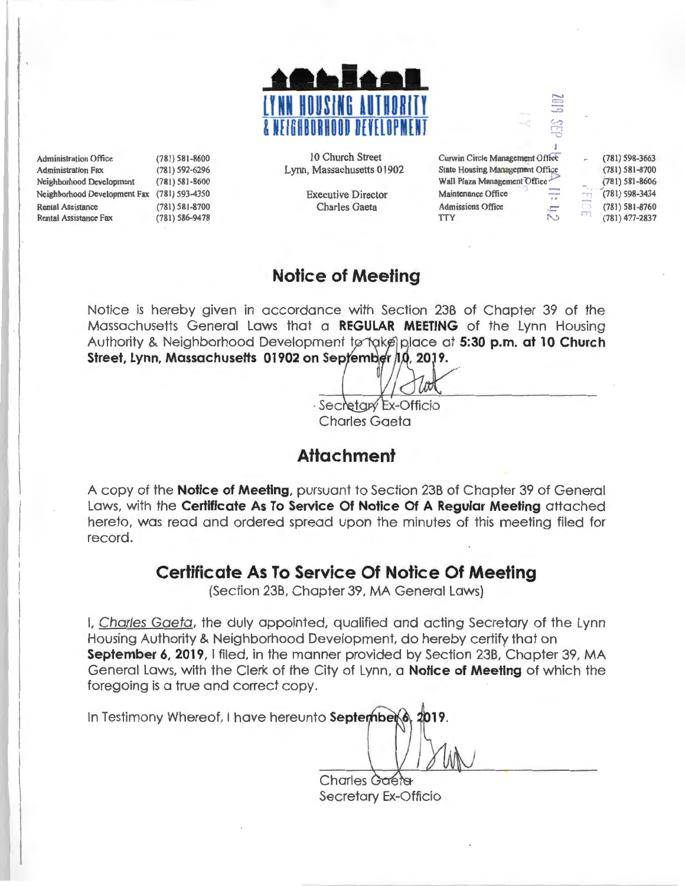# LYNN HOUSING AUTHORITY & NEIGHBORHOOD DEVELOPMENT

| | | | |
|---|---|---|---|
| Administration Office | (781) 581-8600 | Curwin Circle Management Office | (781) 598-3663 |
| Administration Fax | (781) 592-6296 | State Housing Management Office | (781) 581-8700 |
| Neighborhood Development | (781) 581-8600 | Wall Plaza Management Office | (781) 581-8606 |
| Neighborhood Development Fax | (781) 593-4350 | Maintenance Office | (781) 598-3434 |
| Rental Assistance | (781) 581-8700 | Admissions Office | (781) 581-8760 |
| Rental Assistance Fax | (781) 586-9478 | TTY | (781) 477-2837 |

10 Church Street
Lynn, Massachusetts 01902

Executive Director
Charles Gaeta

2019 SEP -6 A 11:42

## Notice of Meeting

Notice is hereby given in accordance with Section 23B of Chapter 39 of the Massachusetts General Laws that a **REGULAR MEETING** of the Lynn Housing Authority & Neighborhood Development to take place at **5:30 p.m. at 10 Church Street, Lynn, Massachusetts 01902 on September 10, 2019.**

Secretary Ex-Officio
Charles Gaeta

## Attachment

A copy of the **Notice of Meeting**, pursuant to Section 23B of Chapter 39 of General Laws, with the **Certificate As To Service Of Notice Of A Regular Meeting** attached hereto, was read and ordered spread upon the minutes of this meeting filed for record.

## Certificate As To Service Of Notice Of Meeting

(Section 23B, Chapter 39, MA General Laws)

I, Charles Gaeta, the duly appointed, qualified and acting Secretary of the Lynn Housing Authority & Neighborhood Development, do hereby certify that on **September 6, 2019**, I filed, in the manner provided by Section 23B, Chapter 39, MA General Laws, with the Clerk of the City of Lynn, a **Notice of Meeting** of which the foregoing is a true and correct copy.

In Testimony Whereof, I have hereunto **September 6, 2019.**

Charles Gaeta
Secretary Ex-Officio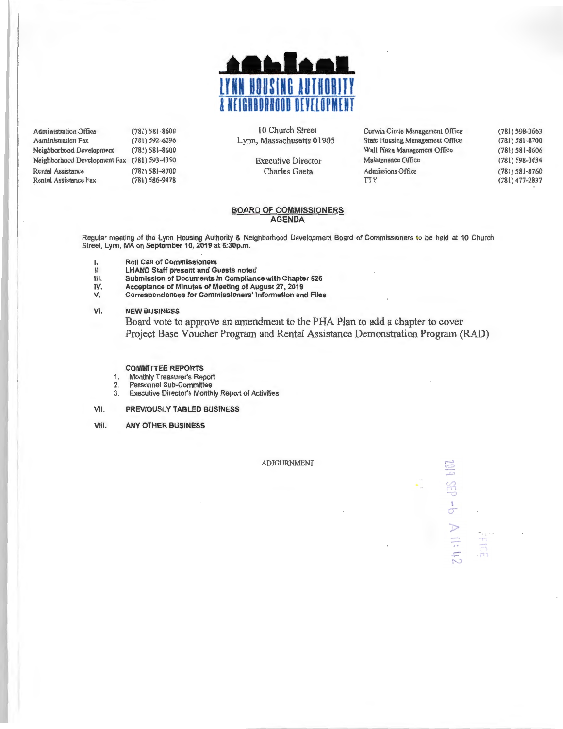LYNN HOUSING AUTHORITY & NEIGHBORHOOD DEVELOPMENT

| | | | | |
|---|---|---|---|---|
| Administration Office | (781) 581-8600 | 10 Church Street | Curwin Circle Management Office | (781) 598-3663 |
| Administration Fax | (781) 592-6296 | Lynn, Massachusetts 01905 | State Housing Management Office | (781) 581-8700 |
| Neighborhood Development | (781) 581-8600 | | Wall Plaza Management Office | (781) 581-8606 |
| Neighborhood Development Fax | (781) 593-4350 | Executive Director | Maintenance Office | (781) 598-3434 |
| Rental Assistance | (781) 581-8700 | Charles Gaeta | Admissions Office | (781) 581-8760 |
| Rental Assistance Fax | (781) 586-9478 | | TTY | (781) 477-2837 |

**BOARD OF COMMISSIONERS**
**AGENDA**

Regular meeting of the Lynn Housing Authority & Neighborhood Development Board of Commissioners to be held at 10 Church Street, Lynn, MA on **September 10, 2019 at 5:30p.m.**

I. **Roll Call of Commissioners**
II. **LHAND Staff present and Guests noted**
III. **Submission of Documents in Compliance with Chapter 626**
IV. **Acceptance of Minutes of Meeting of August 27, 2019**
V. **Correspondences for Commissioners' Information and Files**

VI. **NEW BUSINESS**

Board vote to approve an amendment to the PHA Plan to add a chapter to cover Project Base Voucher Program and Rental Assistance Demonstration Program (RAD)

**COMMITTEE REPORTS**

1. Monthly Treasurer's Report
2. Personnel Sub-Committee
3. Executive Director's Monthly Report of Activities

VII. **PREVIOUSLY TABLED BUSINESS**

VIII. **ANY OTHER BUSINESS**

ADJOURNMENT

2019 SEP -6 A 11:42